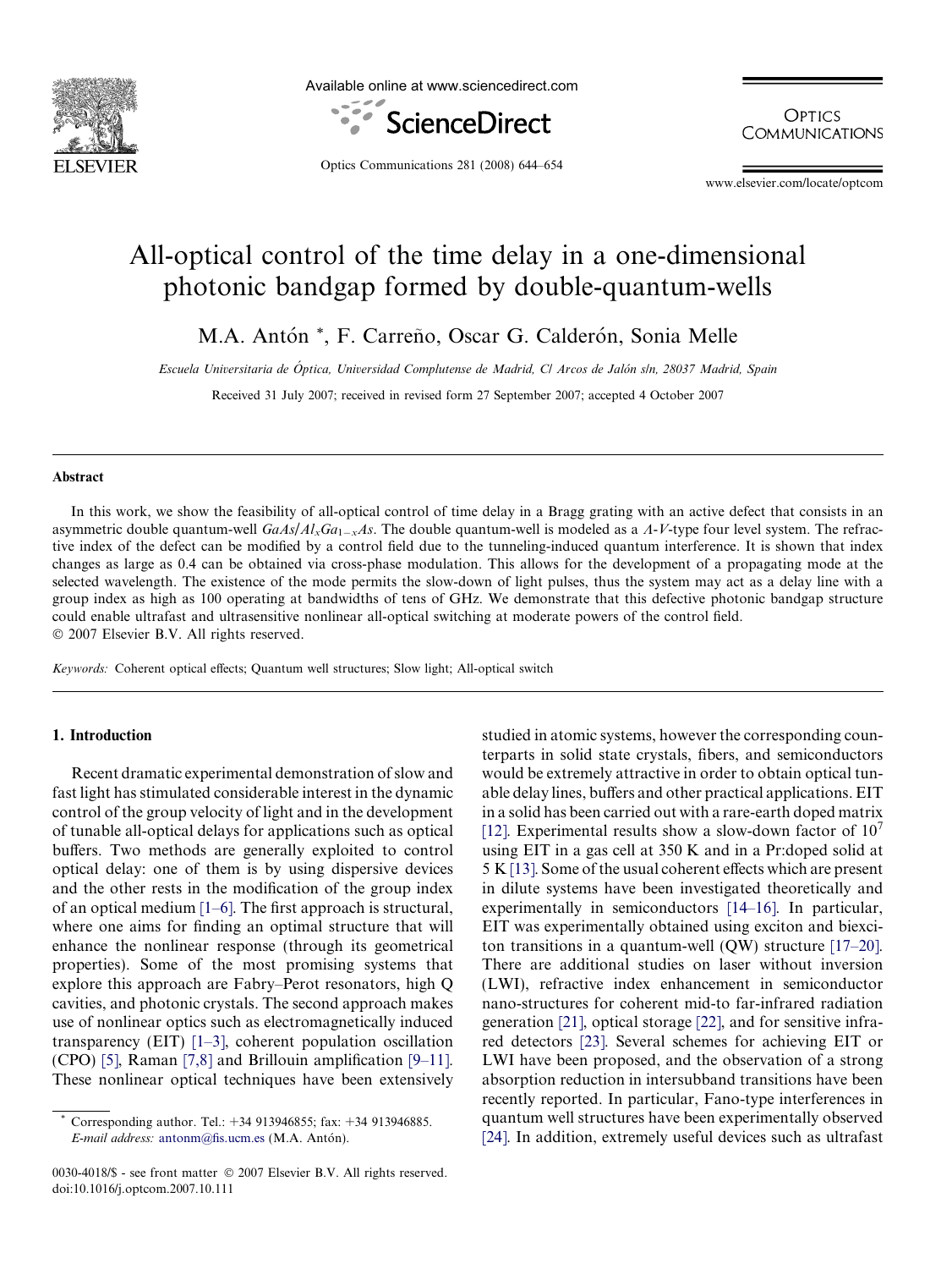# All-optical control of the time delay in a one-dimensional photonic bandgap formed by double-quantum-wells

M.A. Antón *, F. Carreño, Oscar G. Calderón, Sonia Melle

*Escuela Universitaria de Óptica, Universidad Complutense de Madrid, C/ Arcos de Jalón s/n, 28037 Madrid, Spain*

Received 31 July 2007; received in revised form 27 September 2007; accepted 4 October 2007

## Abstract

In this work, we show the feasibility of all-optical control of time delay in a Bragg grating with an active defect that consists in an asymmetric double quantum-well $GaAs/Al_xGa_{1-x}As$. The double quantum-well is modeled as a $\Lambda$-$V$-type four level system. The refractive index of the defect can be modified by a control field due to the tunneling-induced quantum interference. It is shown that index changes as large as 0.4 can be obtained via cross-phase modulation. This allows for the development of a propagating mode at the selected wavelength. The existence of the mode permits the slow-down of light pulses, thus the system may act as a delay line with a group index as high as 100 operating at bandwidths of tens of GHz. We demonstrate that this defective photonic bandgap structure could enable ultrafast and ultrasensitive nonlinear all-optical switching at moderate powers of the control field.

© 2007 Elsevier B.V. All rights reserved.

*Keywords:* Coherent optical effects; Quantum well structures; Slow light; All-optical switch

## 1. Introduction

Recent dramatic experimental demonstration of slow and fast light has stimulated considerable interest in the dynamic control of the group velocity of light and in the development of tunable all-optical delays for applications such as optical buffers. Two methods are generally exploited to control optical delay: one of them is by using dispersive devices and the other rests in the modification of the group index of an optical medium [1–6]. The first approach is structural, where one aims for finding an optimal structure that will enhance the nonlinear response (through its geometrical properties). Some of the most promising systems that explore this approach are Fabry–Perot resonators, high Q cavities, and photonic crystals. The second approach makes use of nonlinear optics such as electromagnetically induced transparency (EIT) [1–3], coherent population oscillation (CPO) [5], Raman [7,8] and Brillouin amplification [9–11]. These nonlinear optical techniques have been extensively studied in atomic systems, however the corresponding counterparts in solid state crystals, fibers, and semiconductors would be extremely attractive in order to obtain optical tunable delay lines, buffers and other practical applications. EIT in a solid has been carried out with a rare-earth doped matrix [12]. Experimental results show a slow-down factor of $10^7$ using EIT in a gas cell at 350 K and in a Pr:doped solid at 5 K [13]. Some of the usual coherent effects which are present in dilute systems have been investigated theoretically and experimentally in semiconductors [14–16]. In particular, EIT was experimentally obtained using exciton and biexciton transitions in a quantum-well (QW) structure [17–20]. There are additional studies on laser without inversion (LWI), refractive index enhancement in semiconductor nano-structures for coherent mid-to far-infrared radiation generation [21], optical storage [22], and for sensitive infrared detectors [23]. Several schemes for achieving EIT or LWI have been proposed, and the observation of a strong absorption reduction in intersubband transitions have been recently reported. In particular, Fano-type interferences in quantum well structures have been experimentally observed [24]. In addition, extremely useful devices such as ultrafast

---

* Corresponding author. Tel.: +34 913946855; fax: +34 913946885. *E-mail address:* antonm@fis.ucm.es (M.A. Antón).

0030-4018/$ - see front matter © 2007 Elsevier B.V. All rights reserved.
doi:10.1016/j.optcom.2007.10.111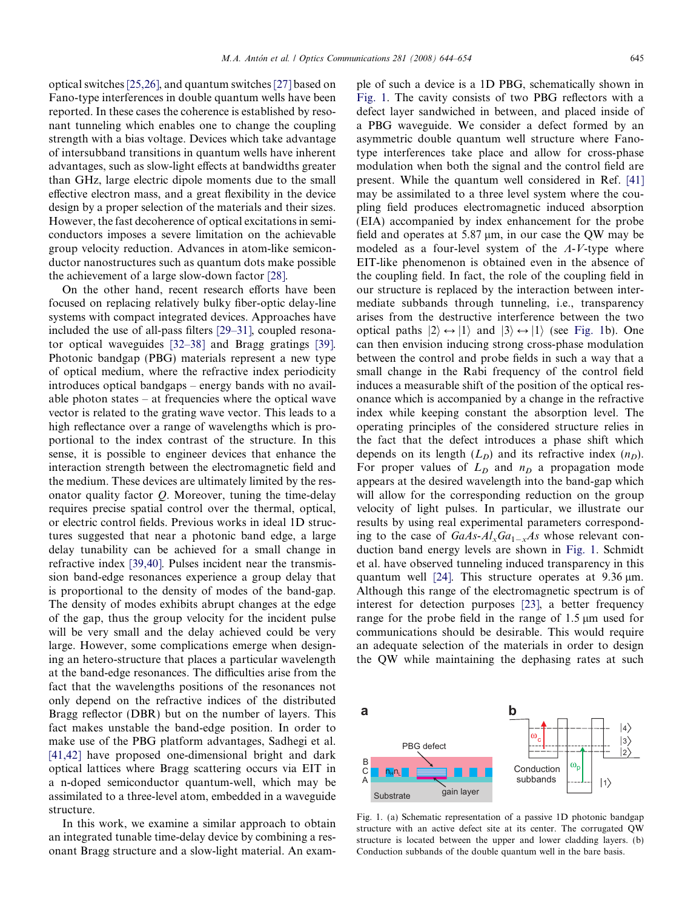optical switches [25,26], and quantum switches [27] based on Fano-type interferences in double quantum wells have been reported. In these cases the coherence is established by resonant tunneling which enables one to change the coupling strength with a bias voltage. Devices which take advantage of intersubband transitions in quantum wells have inherent advantages, such as slow-light effects at bandwidths greater than GHz, large electric dipole moments due to the small effective electron mass, and a great flexibility in the device design by a proper selection of the materials and their sizes. However, the fast decoherence of optical excitations in semiconductors imposes a severe limitation on the achievable group velocity reduction. Advances in atom-like semiconductor nanostructures such as quantum dots make possible the achievement of a large slow-down factor [28].

On the other hand, recent research efforts have been focused on replacing relatively bulky fiber-optic delay-line systems with compact integrated devices. Approaches have included the use of all-pass filters [29–31], coupled resonator optical waveguides [32–38] and Bragg gratings [39]. Photonic bandgap (PBG) materials represent a new type of optical medium, where the refractive index periodicity introduces optical bandgaps – energy bands with no available photon states – at frequencies where the optical wave vector is related to the grating wave vector. This leads to a high reflectance over a range of wavelengths which is proportional to the index contrast of the structure. In this sense, it is possible to engineer devices that enhance the interaction strength between the electromagnetic field and the medium. These devices are ultimately limited by the resonator quality factor $Q$. Moreover, tuning the time-delay requires precise spatial control over the thermal, optical, or electric control fields. Previous works in ideal 1D structures suggested that near a photonic band edge, a large delay tunability can be achieved for a small change in refractive index [39,40]. Pulses incident near the transmission band-edge resonances experience a group delay that is proportional to the density of modes of the band-gap. The density of modes exhibits abrupt changes at the edge of the gap, thus the group velocity for the incident pulse will be very small and the delay achieved could be very large. However, some complications emerge when designing an hetero-structure that places a particular wavelength at the band-edge resonances. The difficulties arise from the fact that the wavelengths positions of the resonances not only depend on the refractive indices of the distributed Bragg reflector (DBR) but on the number of layers. This fact makes unstable the band-edge position. In order to make use of the PBG platform advantages, Sadhegi et al. [41,42] have proposed one-dimensional bright and dark optical lattices where Bragg scattering occurs via EIT in a n-doped semiconductor quantum-well, which may be assimilated to a three-level atom, embedded in a waveguide structure.

In this work, we examine a similar approach to obtain an integrated tunable time-delay device by combining a resonant Bragg structure and a slow-light material. An example of such a device is a 1D PBG, schematically shown in Fig. 1. The cavity consists of two PBG reflectors with a defect layer sandwiched in between, and placed inside of a PBG waveguide. We consider a defect formed by an asymmetric double quantum well structure where Fano-type interferences take place and allow for cross-phase modulation when both the signal and the control field are present. While the quantum well considered in Ref. [41] may be assimilated to a three level system where the coupling field produces electromagnetic induced absorption (EIA) accompanied by index enhancement for the probe field and operates at 5.87 μm, in our case the QW may be modeled as a four-level system of the $\Lambda$-$V$-type where EIT-like phenomenon is obtained even in the absence of the coupling field. In fact, the role of the coupling field in our structure is replaced by the interaction between intermediate subbands through tunneling, i.e., transparency arises from the destructive interference between the two optical paths $|2\rangle \leftrightarrow |1\rangle$ and $|3\rangle \leftrightarrow |1\rangle$ (see Fig. 1b). One can then envision inducing strong cross-phase modulation between the control and probe fields in such a way that a small change in the Rabi frequency of the control field induces a measurable shift of the position of the optical resonance which is accompanied by a change in the refractive index while keeping constant the absorption level. The operating principles of the considered structure relies in the fact that the defect introduces a phase shift which depends on its length ($L_D$) and its refractive index ($n_D$). For proper values of $L_D$ and $n_D$ a propagation mode appears at the desired wavelength into the band-gap which will allow for the corresponding reduction on the group velocity of light pulses. In particular, we illustrate our results by using real experimental parameters corresponding to the case of $GaAs$-$Al_xGa_{1-x}As$ whose relevant conduction band energy levels are shown in Fig. 1. Schmidt et al. have observed tunneling induced transparency in this quantum well [24]. This structure operates at 9.36 μm. Although this range of the electromagnetic spectrum is of interest for detection purposes [23], a better frequency range for the probe field in the range of 1.5 μm used for communications should be desirable. This would require an adequate selection of the materials in order to design the QW while maintaining the dephasing rates at such

Fig. 1. (a) Schematic representation of a passive 1D photonic bandgap structure with an active defect site at its center. The corrugated QW structure is located between the upper and lower cladding layers. (b) Conduction subbands of the double quantum well in the bare basis.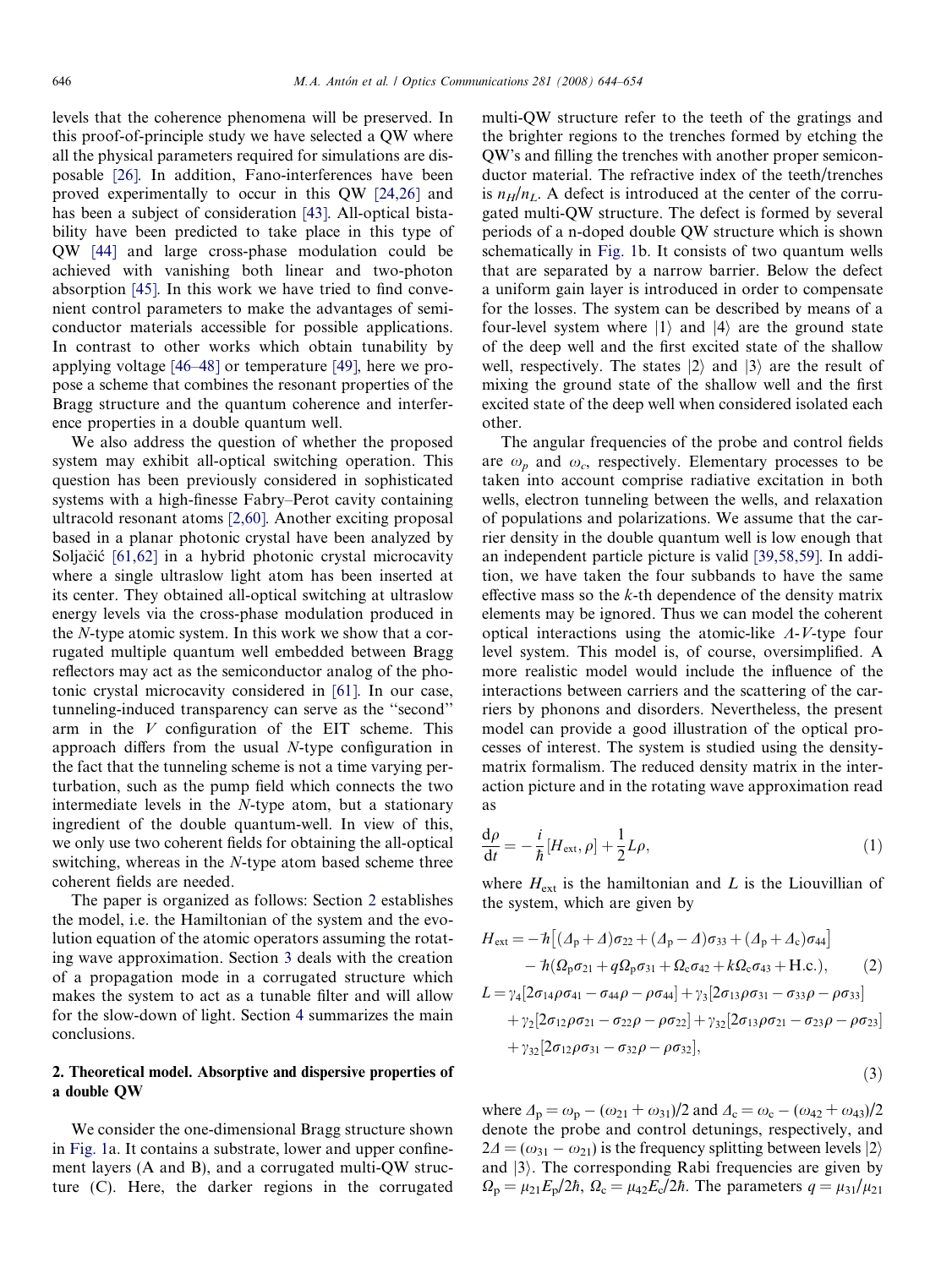levels that the coherence phenomena will be preserved. In this proof-of-principle study we have selected a QW where all the physical parameters required for simulations are disposable [26]. In addition, Fano-interferences have been proved experimentally to occur in this QW [24,26] and has been a subject of consideration [43]. All-optical bistability have been predicted to take place in this type of QW [44] and large cross-phase modulation could be achieved with vanishing both linear and two-photon absorption [45]. In this work we have tried to find convenient control parameters to make the advantages of semiconductor materials accessible for possible applications. In contrast to other works which obtain tunability by applying voltage [46–48] or temperature [49], here we propose a scheme that combines the resonant properties of the Bragg structure and the quantum coherence and interference properties in a double quantum well.

We also address the question of whether the proposed system may exhibit all-optical switching operation. This question has been previously considered in sophisticated systems with a high-finesse Fabry–Perot cavity containing ultracold resonant atoms [2,60]. Another exciting proposal based in a planar photonic crystal have been analyzed by Soljačić [61,62] in a hybrid photonic crystal microcavity where a single ultraslow light atom has been inserted at its center. They obtained all-optical switching at ultraslow energy levels via the cross-phase modulation produced in the $N$-type atomic system. In this work we show that a corrugated multiple quantum well embedded between Bragg reflectors may act as the semiconductor analog of the photonic crystal microcavity considered in [61]. In our case, tunneling-induced transparency can serve as the "second" arm in the $V$ configuration of the EIT scheme. This approach differs from the usual $N$-type configuration in the fact that the tunneling scheme is not a time varying perturbation, such as the pump field which connects the two intermediate levels in the $N$-type atom, but a stationary ingredient of the double quantum-well. In view of this, we only use two coherent fields for obtaining the all-optical switching, whereas in the $N$-type atom based scheme three coherent fields are needed.

The paper is organized as follows: Section 2 establishes the model, i.e. the Hamiltonian of the system and the evolution equation of the atomic operators assuming the rotating wave approximation. Section 3 deals with the creation of a propagation mode in a corrugated structure which makes the system to act as a tunable filter and will allow for the slow-down of light. Section 4 summarizes the main conclusions.

## 2. Theoretical model. Absorptive and dispersive properties of a double QW

We consider the one-dimensional Bragg structure shown in Fig. 1a. It contains a substrate, lower and upper confinement layers (A and B), and a corrugated multi-QW structure (C). Here, the darker regions in the corrugated multi-QW structure refer to the teeth of the gratings and the brighter regions to the trenches formed by etching the QW's and filling the trenches with another proper semiconductor material. The refractive index of the teeth/trenches is $n_H/n_L$. A defect is introduced at the center of the corrugated multi-QW structure. The defect is formed by several periods of a n-doped double QW structure which is shown schematically in Fig. 1b. It consists of two quantum wells that are separated by a narrow barrier. Below the defect a uniform gain layer is introduced in order to compensate for the losses. The system can be described by means of a four-level system where $|1\rangle$ and $|4\rangle$ are the ground state of the deep well and the first excited state of the shallow well, respectively. The states $|2\rangle$ and $|3\rangle$ are the result of mixing the ground state of the shallow well and the first excited state of the deep well when considered isolated each other.

The angular frequencies of the probe and control fields are $\omega_p$ and $\omega_c$, respectively. Elementary processes to be taken into account comprise radiative excitation in both wells, electron tunneling between the wells, and relaxation of populations and polarizations. We assume that the carrier density in the double quantum well is low enough that an independent particle picture is valid [39,58,59]. In addition, we have taken the four subbands to have the same effective mass so the $k$-th dependence of the density matrix elements may be ignored. Thus we can model the coherent optical interactions using the atomic-like $\Lambda$-$V$-type four level system. This model is, of course, oversimplified. A more realistic model would include the influence of the interactions between carriers and the scattering of the carriers by phonons and disorders. Nevertheless, the present model can provide a good illustration of the optical processes of interest. The system is studied using the density-matrix formalism. The reduced density matrix in the interaction picture and in the rotating wave approximation read as

$$\frac{\mathrm{d}\rho}{\mathrm{d}t} = -\frac{i}{\hbar}[H_{\mathrm{ext}}, \rho] + \frac{1}{2}L\rho, \tag{1}$$

where $H_{\mathrm{ext}}$ is the hamiltonian and $L$ is the Liouvillian of the system, which are given by

$$\begin{aligned} H_{\mathrm{ext}} = & -\hbar\left[(\Delta_{\mathrm{p}} + \Delta)\sigma_{22} + (\Delta_{\mathrm{p}} - \Delta)\sigma_{33} + (\Delta_{\mathrm{p}} + \Delta_{\mathrm{c}})\sigma_{44}\right] \\ & - \hbar(\Omega_{\mathrm{p}}\sigma_{21} + q\Omega_{\mathrm{p}}\sigma_{31} + \Omega_{\mathrm{c}}\sigma_{42} + k\Omega_{\mathrm{c}}\sigma_{43} + \mathrm{H.c.}), \end{aligned} \tag{2}$$

$$\begin{aligned} L = & \gamma_4[2\sigma_{14}\rho\sigma_{41} - \sigma_{44}\rho - \rho\sigma_{44}] + \gamma_3[2\sigma_{13}\rho\sigma_{31} - \sigma_{33}\rho - \rho\sigma_{33}] \\ & + \gamma_2[2\sigma_{12}\rho\sigma_{21} - \sigma_{22}\rho - \rho\sigma_{22}] + \gamma_{32}[2\sigma_{13}\rho\sigma_{21} - \sigma_{23}\rho - \rho\sigma_{23}] \\ & + \gamma_{32}[2\sigma_{12}\rho\sigma_{31} - \sigma_{32}\rho - \rho\sigma_{32}], \end{aligned} \tag{3}$$

where $\Delta_{\mathrm{p}} = \omega_{\mathrm{p}} - (\omega_{21} + \omega_{31})/2$ and $\Delta_{\mathrm{c}} = \omega_{\mathrm{c}} - (\omega_{42} + \omega_{43})/2$ denote the probe and control detunings, respectively, and $2\Delta = (\omega_{31} - \omega_{21})$ is the frequency splitting between levels $|2\rangle$ and $|3\rangle$. The corresponding Rabi frequencies are given by $\Omega_{\mathrm{p}} = \mu_{21}E_{\mathrm{p}}/2\hbar$, $\Omega_{\mathrm{c}} = \mu_{42}E_{\mathrm{c}}/2\hbar$. The parameters $q = \mu_{31}/\mu_{21}$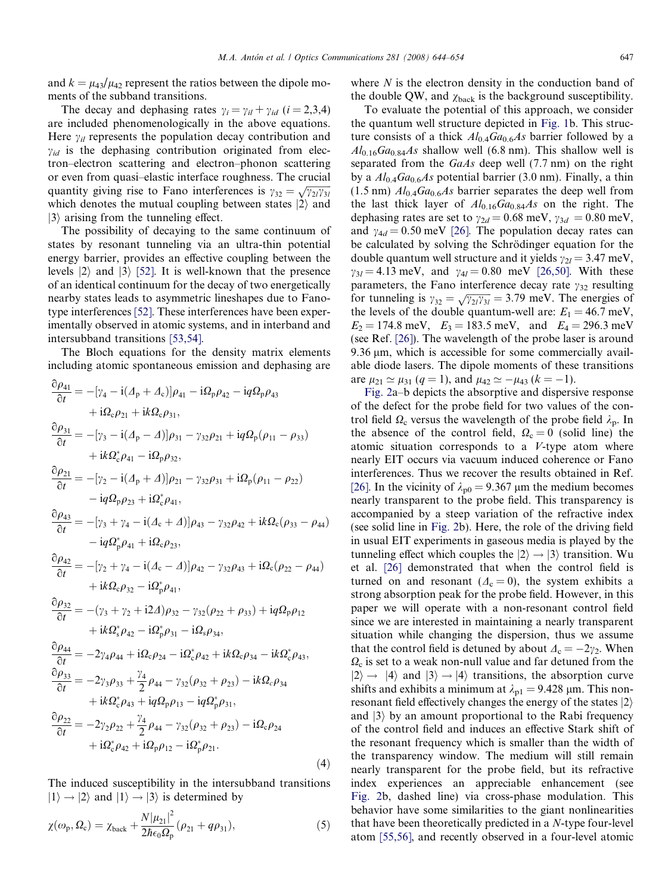and $k = \mu_{43}/\mu_{42}$ represent the ratios between the dipole moments of the subband transitions.

The decay and dephasing rates $\gamma_i = \gamma_{il} + \gamma_{id}$ ($i = 2,3,4$) are included phenomenologically in the above equations. Here $\gamma_{il}$ represents the population decay contribution and $\gamma_{id}$ is the dephasing contribution originated from electron–electron scattering and electron–phonon scattering or even from quasi–elastic interface roughness. The crucial quantity giving rise to Fano interferences is $\gamma_{32} = \sqrt{\gamma_{2l}\gamma_{3l}}$ which denotes the mutual coupling between states $|2\rangle$ and $|3\rangle$ arising from the tunneling effect.

The possibility of decaying to the same continuum of states by resonant tunneling via an ultra-thin potential energy barrier, provides an effective coupling between the levels $|2\rangle$ and $|3\rangle$ [52]. It is well-known that the presence of an identical continuum for the decay of two energetically nearby states leads to asymmetric lineshapes due to Fano-type interferences [52]. These interferences have been experimentally observed in atomic systems, and in interband and intersubband transitions [53,54].

The Bloch equations for the density matrix elements including atomic spontaneous emission and dephasing are

$$
\begin{aligned}
\frac{\partial \rho_{41}}{\partial t} &= -[\gamma_4 - \mathrm{i}(\Delta_\mathrm{p} + \Delta_\mathrm{c})]\rho_{41} - \mathrm{i}\Omega_\mathrm{p}\rho_{42} - \mathrm{i}q\Omega_\mathrm{p}\rho_{43} \\
&\quad + \mathrm{i}\Omega_\mathrm{c}\rho_{21} + \mathrm{i}k\Omega_\mathrm{c}\rho_{31}, \\
\frac{\partial \rho_{31}}{\partial t} &= -[\gamma_3 - \mathrm{i}(\Delta_\mathrm{p} - \Delta)]\rho_{31} - \gamma_{32}\rho_{21} + \mathrm{i}q\Omega_\mathrm{p}(\rho_{11} - \rho_{33}) \\
&\quad + \mathrm{i}k\Omega_\mathrm{c}^*\rho_{41} - \mathrm{i}\Omega_\mathrm{p}\rho_{32}, \\
\frac{\partial \rho_{21}}{\partial t} &= -[\gamma_2 - \mathrm{i}(\Delta_\mathrm{p} + \Delta)]\rho_{21} - \gamma_{32}\rho_{31} + \mathrm{i}\Omega_\mathrm{p}(\rho_{11} - \rho_{22}) \\
&\quad - \mathrm{i}q\Omega_\mathrm{p}\rho_{23} + \mathrm{i}\Omega_\mathrm{c}^*\rho_{41}, \\
\frac{\partial \rho_{43}}{\partial t} &= -[\gamma_3 + \gamma_4 - \mathrm{i}(\Delta_\mathrm{c} + \Delta)]\rho_{43} - \gamma_{32}\rho_{42} + \mathrm{i}k\Omega_\mathrm{c}(\rho_{33} - \rho_{44}) \\
&\quad - \mathrm{i}q\Omega_\mathrm{p}^*\rho_{41} + \mathrm{i}\Omega_\mathrm{c}\rho_{23}, \\
\frac{\partial \rho_{42}}{\partial t} &= -[\gamma_2 + \gamma_4 - \mathrm{i}(\Delta_\mathrm{c} - \Delta)]\rho_{42} - \gamma_{32}\rho_{43} + \mathrm{i}\Omega_\mathrm{c}(\rho_{22} - \rho_{44}) \\
&\quad + \mathrm{i}k\Omega_\mathrm{c}\rho_{32} - \mathrm{i}\Omega_\mathrm{p}^*\rho_{41}, \\
\frac{\partial \rho_{32}}{\partial t} &= -(\gamma_3 + \gamma_2 + \mathrm{i}2\Delta)\rho_{32} - \gamma_{32}(\rho_{22} + \rho_{33}) + \mathrm{i}q\Omega_\mathrm{p}\rho_{12} \\
&\quad + \mathrm{i}k\Omega_\mathrm{c}^*\rho_{42} - \mathrm{i}\Omega_\mathrm{p}^*\rho_{31} - \mathrm{i}\Omega_\mathrm{s}\rho_{34}, \\
\frac{\partial \rho_{44}}{\partial t} &= -2\gamma_4\rho_{44} + \mathrm{i}\Omega_\mathrm{c}\rho_{24} - \mathrm{i}\Omega_\mathrm{c}^*\rho_{42} + \mathrm{i}k\Omega_\mathrm{c}\rho_{34} - \mathrm{i}k\Omega_\mathrm{c}^*\rho_{43}, \\
\frac{\partial \rho_{33}}{\partial t} &= -2\gamma_3\rho_{33} + \frac{\gamma_4}{2}\rho_{44} - \gamma_{32}(\rho_{32} + \rho_{23}) - \mathrm{i}k\Omega_c\rho_{34} \\
&\quad + \mathrm{i}k\Omega_\mathrm{c}^*\rho_{43} + \mathrm{i}q\Omega_\mathrm{p}\rho_{13} - \mathrm{i}q\Omega_\mathrm{p}^*\rho_{31}, \\
\frac{\partial \rho_{22}}{\partial t} &= -2\gamma_2\rho_{22} + \frac{\gamma_4}{2}\rho_{44} - \gamma_{32}(\rho_{32} + \rho_{23}) - \mathrm{i}\Omega_\mathrm{c}\rho_{24} \\
&\quad + \mathrm{i}\Omega_\mathrm{c}^*\rho_{42} + \mathrm{i}\Omega_\mathrm{p}\rho_{12} - \mathrm{i}\Omega_\mathrm{p}^*\rho_{21}.
\end{aligned}
\tag{4}
$$

The induced susceptibility in the intersubband transitions $|1\rangle \to |2\rangle$ and $|1\rangle \to |3\rangle$ is determined by

$$
\chi(\omega_\mathrm{p}, \Omega_\mathrm{c}) = \chi_\mathrm{back} + \frac{N|\mu_{21}|^2}{2\hbar\epsilon_0\Omega_\mathrm{p}}(\rho_{21} + q\rho_{31}), \tag{5}
$$

where $N$ is the electron density in the conduction band of the double QW, and $\chi_\mathrm{back}$ is the background susceptibility.

To evaluate the potential of this approach, we consider the quantum well structure depicted in Fig. 1b. This structure consists of a thick $Al_{0.4}Ga_{0.6}As$ barrier followed by a $Al_{0.16}Ga_{0.84}As$ shallow well (6.8 nm). This shallow well is separated from the $GaAs$ deep well (7.7 nm) on the right by a $Al_{0.4}Ga_{0.6}As$ potential barrier (3.0 nm). Finally, a thin (1.5 nm) $Al_{0.4}Ga_{0.6}As$ barrier separates the deep well from the last thick layer of $Al_{0.16}Ga_{0.84}As$ on the right. The dephasing rates are set to $\gamma_{2d} = 0.68$ meV, $\gamma_{3d} = 0.80$ meV, and $\gamma_{4d} = 0.50$ meV [26]. The population decay rates can be calculated by solving the Schrödinger equation for the double quantum well structure and it yields $\gamma_{2l} = 3.47$ meV, $\gamma_{3l} = 4.13$ meV, and $\gamma_{4l} = 0.80$ meV [26,50]. With these parameters, the Fano interference decay rate $\gamma_{32}$ resulting for tunneling is $\gamma_{32} = \sqrt{\gamma_{2l}\gamma_{3l}} = 3.79$ meV. The energies of the levels of the double quantum-well are: $E_1 = 46.7$ meV, $E_2 = 174.8$ meV, $E_3 = 183.5$ meV, and $E_4 = 296.3$ meV (see Ref. [26]). The wavelength of the probe laser is around 9.36 μm, which is accessible for some commercially available diode lasers. The dipole moments of these transitions are $\mu_{21} \simeq \mu_{31}$ ($q = 1$), and $\mu_{42} \simeq -\mu_{43}$ ($k = -1$).

Fig. 2a–b depicts the absorptive and dispersive response of the defect for the probe field for two values of the control field $\Omega_\mathrm{c}$ versus the wavelength of the probe field $\lambda_\mathrm{p}$. In the absence of the control field, $\Omega_\mathrm{c} = 0$ (solid line) the atomic situation corresponds to a $V$-type atom where nearly EIT occurs via vacuum induced coherence or Fano interferences. Thus we recover the results obtained in Ref. [26]. In the vicinity of $\lambda_{\mathrm{p}0} = 9.367$ μm the medium becomes nearly transparent to the probe field. This transparency is accompanied by a steep variation of the refractive index (see solid line in Fig. 2b). Here, the role of the driving field in usual EIT experiments in gaseous media is played by the tunneling effect which couples the $|2\rangle \to |3\rangle$ transition. Wu et al. [26] demonstrated that when the control field is turned on and resonant ($\Delta_\mathrm{c} = 0$), the system exhibits a strong absorption peak for the probe field. However, in this paper we will operate with a non-resonant control field since we are interested in maintaining a nearly transparent situation while changing the dispersion, thus we assume that the control field is detuned by about $\Delta_\mathrm{c} = -2\gamma_2$. When $\Omega_\mathrm{c}$ is set to a weak non-null value and far detuned from the $|2\rangle \to |4\rangle$ and $|3\rangle \to |4\rangle$ transitions, the absorption curve shifts and exhibits a minimum at $\lambda_{\mathrm{p}1} = 9.428$ μm. This non-resonant field effectively changes the energy of the states $|2\rangle$ and $|3\rangle$ by an amount proportional to the Rabi frequency of the control field and induces an effective Stark shift of the resonant frequency which is smaller than the width of the transparency window. The medium will still remain nearly transparent for the probe field, but its refractive index experiences an appreciable enhancement (see Fig. 2b, dashed line) via cross-phase modulation. This behavior have some similarities to the giant nonlinearities that have been theoretically predicted in a $N$-type four-level atom [55,56], and recently observed in a four-level atomic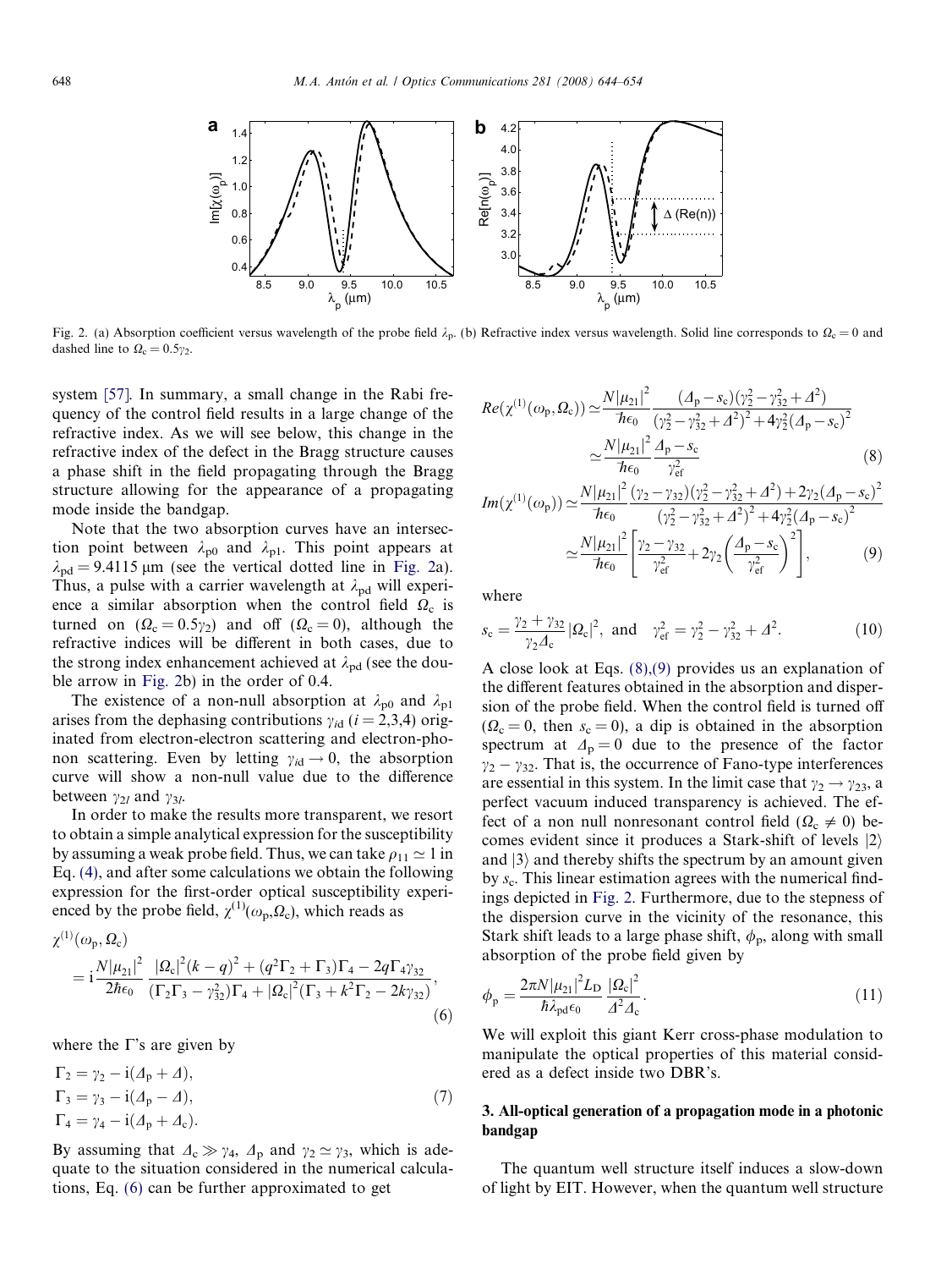Fig. 2. (a) Absorption coefficient versus wavelength of the probe field $\lambda_p$. (b) Refractive index versus wavelength. Solid line corresponds to $\Omega_c = 0$ and dashed line to $\Omega_c = 0.5\gamma_2$.

system [57]. In summary, a small change in the Rabi frequency of the control field results in a large change of the refractive index. As we will see below, this change in the refractive index of the defect in the Bragg structure causes a phase shift in the field propagating through the Bragg structure allowing for the appearance of a propagating mode inside the bandgap.

Note that the two absorption curves have an intersection point between $\lambda_{p0}$ and $\lambda_{p1}$. This point appears at $\lambda_{pd} = 9.4115$ μm (see the vertical dotted line in Fig. 2a). Thus, a pulse with a carrier wavelength at $\lambda_{pd}$ will experience a similar absorption when the control field $\Omega_c$ is turned on ($\Omega_c = 0.5\gamma_2$) and off ($\Omega_c = 0$), although the refractive indices will be different in both cases, due to the strong index enhancement achieved at $\lambda_{pd}$ (see the double arrow in Fig. 2b) in the order of 0.4.

The existence of a non-null absorption at $\lambda_{p0}$ and $\lambda_{p1}$ arises from the dephasing contributions $\gamma_{id}$ ($i = 2,3,4$) originated from electron-electron scattering and electron-phonon scattering. Even by letting $\gamma_{id} \to 0$, the absorption curve will show a non-null value due to the difference between $\gamma_{2l}$ and $\gamma_{3l}$.

In order to make the results more transparent, we resort to obtain a simple analytical expression for the susceptibility by assuming a weak probe field. Thus, we can take $\rho_{11} \simeq 1$ in Eq. (4), and after some calculations we obtain the following expression for the first-order optical susceptibility experienced by the probe field, $\chi^{(1)}(\omega_p, \Omega_c)$, which reads as

$$\chi^{(1)}(\omega_p, \Omega_c) = i\frac{N|\mu_{21}|^2}{2\hbar\epsilon_0} \frac{|\Omega_c|^2(k-q)^2 + (q^2\Gamma_2 + \Gamma_3)\Gamma_4 - 2q\Gamma_4\gamma_{32}}{(\Gamma_2\Gamma_3 - \gamma_{32}^2)\Gamma_4 + |\Omega_c|^2(\Gamma_3 + k^2\Gamma_2 - 2k\gamma_{32})}, \tag{6}$$

where the Γ's are given by

$$\begin{aligned} \Gamma_2 &= \gamma_2 - i(\Delta_p + \Delta), \\ \Gamma_3 &= \gamma_3 - i(\Delta_p - \Delta), \\ \Gamma_4 &= \gamma_4 - i(\Delta_p + \Delta_c). \end{aligned} \tag{7}$$

By assuming that $\Delta_c \gg \gamma_4$, $\Delta_p$ and $\gamma_2 \simeq \gamma_3$, which is adequate to the situation considered in the numerical calculations, Eq. (6) can be further approximated to get

$$\begin{aligned} Re(\chi^{(1)}(\omega_p, \Omega_c)) &\simeq \frac{N|\mu_{21}|^2}{\hbar\epsilon_0} \frac{(\Delta_p - s_c)(\gamma_2^2 - \gamma_{32}^2 + \Delta^2)}{(\gamma_2^2 - \gamma_{32}^2 + \Delta^2)^2 + 4\gamma_2^2(\Delta_p - s_c)^2} \\ &\simeq \frac{N|\mu_{21}|^2}{\hbar\epsilon_0} \frac{\Delta_p - s_c}{\gamma_{ef}^2} \end{aligned} \tag{8}$$

$$\begin{aligned} Im(\chi^{(1)}(\omega_p)) &\simeq \frac{N|\mu_{21}|^2}{\hbar\epsilon_0} \frac{(\gamma_2 - \gamma_{32})(\gamma_2^2 - \gamma_{32}^2 + \Delta^2) + 2\gamma_2(\Delta_p - s_c)^2}{(\gamma_2^2 - \gamma_{32}^2 + \Delta^2)^2 + 4\gamma_2^2(\Delta_p - s_c)^2} \\ &\simeq \frac{N|\mu_{21}|^2}{\hbar\epsilon_0} \left[\frac{\gamma_2 - \gamma_{32}}{\gamma_{ef}^2} + 2\gamma_2\left(\frac{\Delta_p - s_c}{\gamma_{ef}^2}\right)^2\right], \end{aligned} \tag{9}$$

where

$$s_c = \frac{\gamma_2 + \gamma_{32}}{\gamma_2\Delta_c}|\Omega_c|^2, \text{ and } \quad \gamma_{ef}^2 = \gamma_2^2 - \gamma_{32}^2 + \Delta^2. \tag{10}$$

A close look at Eqs. (8),(9) provides us an explanation of the different features obtained in the absorption and dispersion of the probe field. When the control field is turned off ($\Omega_c = 0$, then $s_c = 0$), a dip is obtained in the absorption spectrum at $\Delta_p = 0$ due to the presence of the factor $\gamma_2 - \gamma_{32}$. That is, the occurrence of Fano-type interferences are essential in this system. In the limit case that $\gamma_2 \to \gamma_{23}$, a perfect vacuum induced transparency is achieved. The effect of a non null nonresonant control field ($\Omega_c \neq 0$) becomes evident since it produces a Stark-shift of levels $|2\rangle$ and $|3\rangle$ and thereby shifts the spectrum by an amount given by $s_c$. This linear estimation agrees with the numerical findings depicted in Fig. 2. Furthermore, due to the stepness of the dispersion curve in the vicinity of the resonance, this Stark shift leads to a large phase shift, $\phi_p$, along with small absorption of the probe field given by

$$\phi_p = \frac{2\pi N|\mu_{21}|^2 L_D}{\hbar\lambda_{pd}\epsilon_0} \frac{|\Omega_c|^2}{\Delta^2\Delta_c}. \tag{11}$$

We will exploit this giant Kerr cross-phase modulation to manipulate the optical properties of this material considered as a defect inside two DBR's.

## 3. All-optical generation of a propagation mode in a photonic bandgap

The quantum well structure itself induces a slow-down of light by EIT. However, when the quantum well structure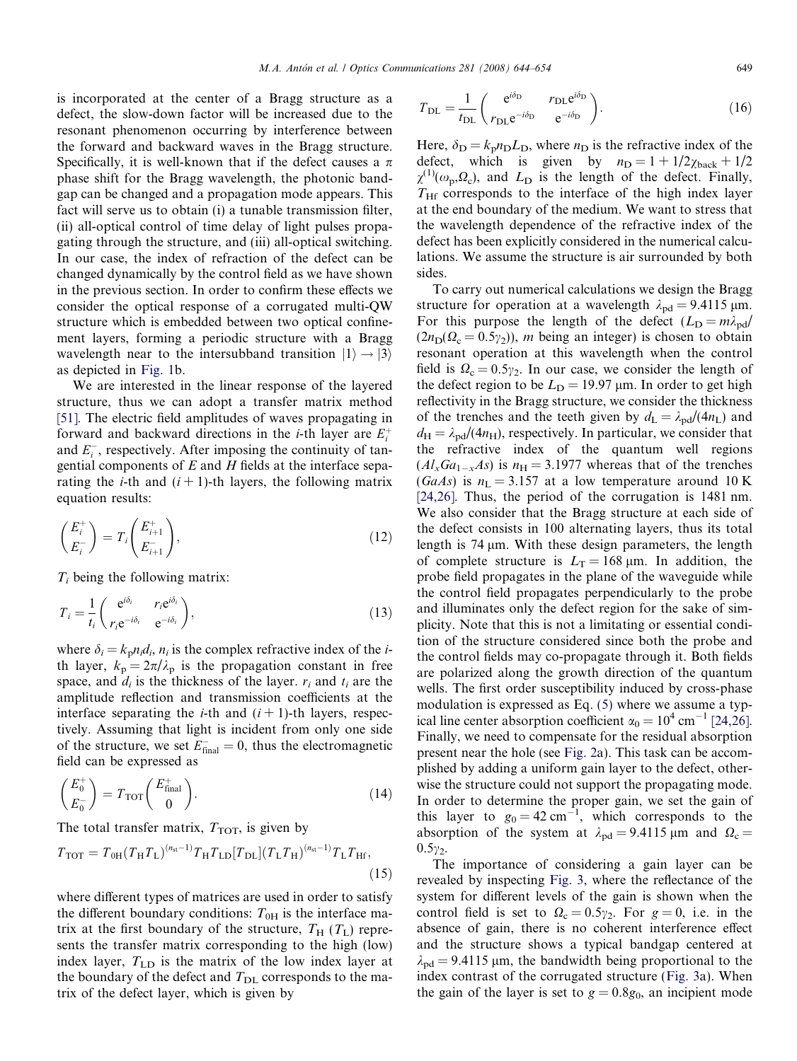is incorporated at the center of a Bragg structure as a defect, the slow-down factor will be increased due to the resonant phenomenon occurring by interference between the forward and backward waves in the Bragg structure. Specifically, it is well-known that if the defect causes a $\pi$ phase shift for the Bragg wavelength, the photonic bandgap can be changed and a propagation mode appears. This fact will serve us to obtain (i) a tunable transmission filter, (ii) all-optical control of time delay of light pulses propagating through the structure, and (iii) all-optical switching. In our case, the index of refraction of the defect can be changed dynamically by the control field as we have shown in the previous section. In order to confirm these effects we consider the optical response of a corrugated multi-QW structure which is embedded between two optical confinement layers, forming a periodic structure with a Bragg wavelength near to the intersubband transition $|1\rangle \rightarrow |3\rangle$ as depicted in Fig. 1b.

We are interested in the linear response of the layered structure, thus we can adopt a transfer matrix method [51]. The electric field amplitudes of waves propagating in forward and backward directions in the $i$-th layer are $E_i^+$ and $E_i^-$, respectively. After imposing the continuity of tangential components of $E$ and $H$ fields at the interface separating the $i$-th and $(i+1)$-th layers, the following matrix equation results:

$$\begin{pmatrix} E_i^+ \\ E_i^- \end{pmatrix} = T_i \begin{pmatrix} E_{i+1}^+ \\ E_{i+1}^- \end{pmatrix}, \tag{12}$$

$T_i$ being the following matrix:

$$T_i = \frac{1}{t_i} \begin{pmatrix} e^{i\delta_i} & r_i e^{i\delta_i} \\ r_i e^{-i\delta_i} & e^{-i\delta_i} \end{pmatrix}, \tag{13}$$

where $\delta_i = k_p n_i d_i$, $n_i$ is the complex refractive index of the $i$-th layer, $k_p = 2\pi/\lambda_p$ is the propagation constant in free space, and $d_i$ is the thickness of the layer. $r_i$ and $t_i$ are the amplitude reflection and transmission coefficients at the interface separating the $i$-th and $(i+1)$-th layers, respectively. Assuming that light is incident from only one side of the structure, we set $E_{\text{final}}^- = 0$, thus the electromagnetic field can be expressed as

$$\begin{pmatrix} E_0^+ \\ E_0^- \end{pmatrix} = T_{\text{TOT}} \begin{pmatrix} E_{\text{final}}^+ \\ 0 \end{pmatrix}. \tag{14}$$

The total transfer matrix, $T_{\text{TOT}}$, is given by

$$T_{\text{TOT}} = T_{0\text{H}} (T_\text{H} T_\text{L})^{(n_{\text{st}}-1)} T_\text{H} T_{\text{LD}} [T_{\text{DL}}] (T_\text{L} T_\text{H})^{(n_{\text{st}}-1)} T_\text{L} T_{\text{Hf}}, \tag{15}$$

where different types of matrices are used in order to satisfy the different boundary conditions: $T_{0\text{H}}$ is the interface matrix at the first boundary of the structure, $T_\text{H}$ ($T_\text{L}$) represents the transfer matrix corresponding to the high (low) index layer, $T_{\text{LD}}$ is the matrix of the low index layer at the boundary of the defect and $T_{\text{DL}}$ corresponds to the matrix of the defect layer, which is given by

$$T_{\text{DL}} = \frac{1}{t_{\text{DL}}} \begin{pmatrix} e^{i\delta_\text{D}} & r_{\text{DL}} e^{i\delta_\text{D}} \\ r_{\text{DL}} e^{-i\delta_\text{D}} & e^{-i\delta_\text{D}} \end{pmatrix}. \tag{16}$$

Here, $\delta_\text{D} = k_p n_\text{D} L_\text{D}$, where $n_\text{D}$ is the refractive index of the defect, which is given by $n_\text{D} = 1 + 1/2\chi_{\text{back}} + 1/2\,\chi^{(1)}(\omega_p, \Omega_c)$, and $L_\text{D}$ is the length of the defect. Finally, $T_{\text{Hf}}$ corresponds to the interface of the high index layer at the end boundary of the medium. We want to stress that the wavelength dependence of the refractive index of the defect has been explicitly considered in the numerical calculations. We assume the structure is air surrounded by both sides.

To carry out numerical calculations we design the Bragg structure for operation at a wavelength $\lambda_{\text{pd}} = 9.4115$ μm. For this purpose the length of the defect ($L_\text{D} = m\lambda_{\text{pd}}/(2n_\text{D}(\Omega_c = 0.5\gamma_2))$, $m$ being an integer) is chosen to obtain resonant operation at this wavelength when the control field is $\Omega_c = 0.5\gamma_2$. In our case, we consider the length of the defect region to be $L_\text{D} = 19.97$ μm. In order to get high reflectivity in the Bragg structure, we consider the thickness of the trenches and the teeth given by $d_\text{L} = \lambda_{\text{pd}}/(4n_\text{L})$ and $d_\text{H} = \lambda_{\text{pd}}/(4n_\text{H})$, respectively. In particular, we consider that the refractive index of the quantum well regions ($Al_xGa_{1-x}As$) is $n_\text{H} = 3.1977$ whereas that of the trenches ($GaAs$) is $n_\text{L} = 3.157$ at a low temperature around 10 K [24,26]. Thus, the period of the corrugation is 1481 nm. We also consider that the Bragg structure at each side of the defect consists in 100 alternating layers, thus its total length is 74 μm. With these design parameters, the length of complete structure is $L_\text{T} = 168$ μm. In addition, the probe field propagates in the plane of the waveguide while the control field propagates perpendicularly to the probe and illuminates only the defect region for the sake of simplicity. Note that this is not a limitating or essential condition of the structure considered since both the probe and the control fields may co-propagate through it. Both fields are polarized along the growth direction of the quantum wells. The first order susceptibility induced by cross-phase modulation is expressed as Eq. (5) where we assume a typical line center absorption coefficient $\alpha_0 = 10^4$ cm$^{-1}$ [24,26]. Finally, we need to compensate for the residual absorption present near the hole (see Fig. 2a). This task can be accomplished by adding a uniform gain layer to the defect, otherwise the structure could not support the propagating mode. In order to determine the proper gain, we set the gain of this layer to $g_0 = 42$ cm$^{-1}$, which corresponds to the absorption of the system at $\lambda_{\text{pd}} = 9.4115$ μm and $\Omega_c = 0.5\gamma_2$.

The importance of considering a gain layer can be revealed by inspecting Fig. 3, where the reflectance of the system for different levels of the gain is shown when the control field is set to $\Omega_c = 0.5\gamma_2$. For $g = 0$, i.e. in the absence of gain, there is no coherent interference effect and the structure shows a typical bandgap centered at $\lambda_{\text{pd}} = 9.4115$ μm, the bandwidth being proportional to the index contrast of the corrugated structure (Fig. 3a). When the gain of the layer is set to $g = 0.8g_0$, an incipient mode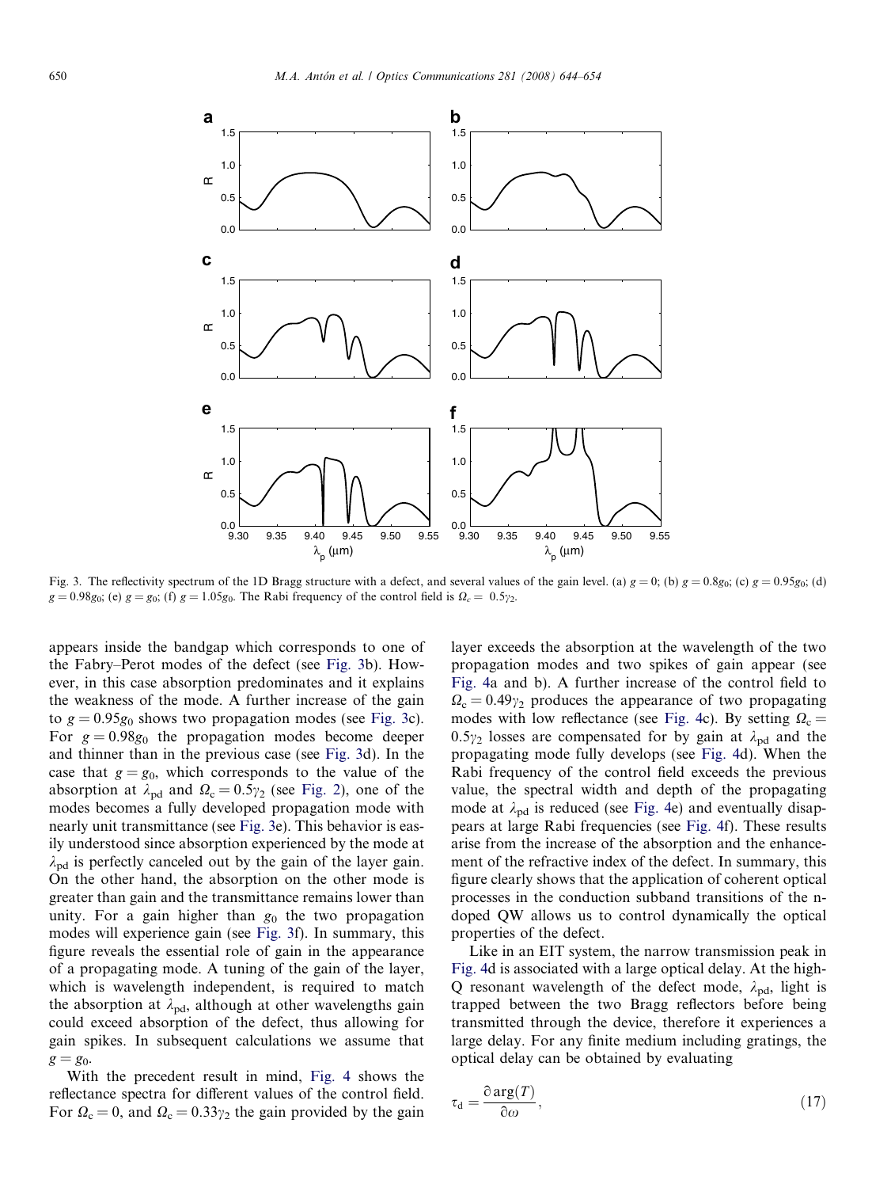Fig. 3. The reflectivity spectrum of the 1D Bragg structure with a defect, and several values of the gain level. (a) $g = 0$; (b) $g = 0.8g_0$; (c) $g = 0.95g_0$; (d) $g = 0.98g_0$; (e) $g = g_0$; (f) $g = 1.05g_0$. The Rabi frequency of the control field is $\Omega_c = 0.5\gamma_2$.

appears inside the bandgap which corresponds to one of the Fabry–Perot modes of the defect (see Fig. 3b). However, in this case absorption predominates and it explains the weakness of the mode. A further increase of the gain to $g = 0.95g_0$ shows two propagation modes (see Fig. 3c). For $g = 0.98g_0$ the propagation modes become deeper and thinner than in the previous case (see Fig. 3d). In the case that $g = g_0$, which corresponds to the value of the absorption at $\lambda_{pd}$ and $\Omega_c = 0.5\gamma_2$ (see Fig. 2), one of the modes becomes a fully developed propagation mode with nearly unit transmittance (see Fig. 3e). This behavior is easily understood since absorption experienced by the mode at $\lambda_{pd}$ is perfectly canceled out by the gain of the layer gain. On the other hand, the absorption on the other mode is greater than gain and the transmittance remains lower than unity. For a gain higher than $g_0$ the two propagation modes will experience gain (see Fig. 3f). In summary, this figure reveals the essential role of gain in the appearance of a propagating mode. A tuning of the gain of the layer, which is wavelength independent, is required to match the absorption at $\lambda_{pd}$, although at other wavelengths gain could exceed absorption of the defect, thus allowing for gain spikes. In subsequent calculations we assume that $g = g_0$.

With the precedent result in mind, Fig. 4 shows the reflectance spectra for different values of the control field. For $\Omega_c = 0$, and $\Omega_c = 0.33\gamma_2$ the gain provided by the gain layer exceeds the absorption at the wavelength of the two propagation modes and two spikes of gain appear (see Fig. 4a and b). A further increase of the control field to $\Omega_c = 0.49\gamma_2$ produces the appearance of two propagating modes with low reflectance (see Fig. 4c). By setting $\Omega_c = 0.5\gamma_2$ losses are compensated for by gain at $\lambda_{pd}$ and the propagating mode fully develops (see Fig. 4d). When the Rabi frequency of the control field exceeds the previous value, the spectral width and depth of the propagating mode at $\lambda_{pd}$ is reduced (see Fig. 4e) and eventually disappears at large Rabi frequencies (see Fig. 4f). These results arise from the increase of the absorption and the enhancement of the refractive index of the defect. In summary, this figure clearly shows that the application of coherent optical processes in the conduction subband transitions of the n-doped QW allows us to control dynamically the optical properties of the defect.

Like in an EIT system, the narrow transmission peak in Fig. 4d is associated with a large optical delay. At the high-Q resonant wavelength of the defect mode, $\lambda_{pd}$, light is trapped between the two Bragg reflectors before being transmitted through the device, therefore it experiences a large delay. For any finite medium including gratings, the optical delay can be obtained by evaluating

$$\tau_d = \frac{\partial \arg(T)}{\partial \omega}, \tag{17}$$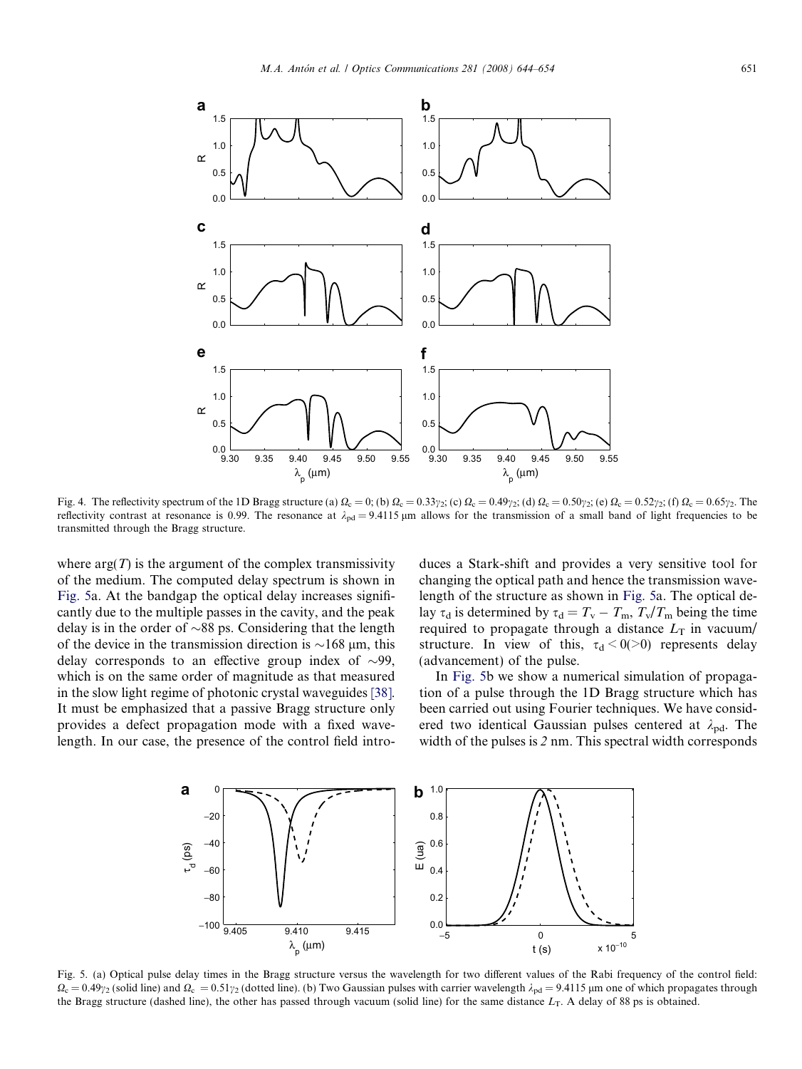Fig. 4. The reflectivity spectrum of the 1D Bragg structure (a) $\Omega_c = 0$; (b) $\Omega_c = 0.33\gamma_2$; (c) $\Omega_c = 0.49\gamma_2$; (d) $\Omega_c = 0.50\gamma_2$; (e) $\Omega_c = 0.52\gamma_2$; (f) $\Omega_c = 0.65\gamma_2$. The reflectivity contrast at resonance is 0.99. The resonance at $\lambda_{pd} = 9.4115$ μm allows for the transmission of a small band of light frequencies to be transmitted through the Bragg structure.

where $\arg(T)$ is the argument of the complex transmissivity of the medium. The computed delay spectrum is shown in Fig. 5a. At the bandgap the optical delay increases significantly due to the multiple passes in the cavity, and the peak delay is in the order of ∼88 ps. Considering that the length of the device in the transmission direction is ∼168 μm, this delay corresponds to an effective group index of ∼99, which is on the same order of magnitude as that measured in the slow light regime of photonic crystal waveguides [38]. It must be emphasized that a passive Bragg structure only provides a defect propagation mode with a fixed wavelength. In our case, the presence of the control field introduces a Stark-shift and provides a very sensitive tool for changing the optical path and hence the transmission wavelength of the structure as shown in Fig. 5a. The optical delay $\tau_d$ is determined by $\tau_d = T_v - T_m$, $T_v/T_m$ being the time required to propagate through a distance $L_T$ in vacuum/structure. In view of this, $\tau_d < 0(>0)$ represents delay (advancement) of the pulse.

In Fig. 5b we show a numerical simulation of propagation of a pulse through the 1D Bragg structure which has been carried out using Fourier techniques. We have considered two identical Gaussian pulses centered at $\lambda_{pd}$. The width of the pulses is *2* nm. This spectral width corresponds

Fig. 5. (a) Optical pulse delay times in the Bragg structure versus the wavelength for two different values of the Rabi frequency of the control field: $\Omega_c = 0.49\gamma_2$ (solid line) and $\Omega_c = 0.51\gamma_2$ (dotted line). (b) Two Gaussian pulses with carrier wavelength $\lambda_{pd} = 9.4115$ μm one of which propagates through the Bragg structure (dashed line), the other has passed through vacuum (solid line) for the same distance $L_T$. A delay of 88 ps is obtained.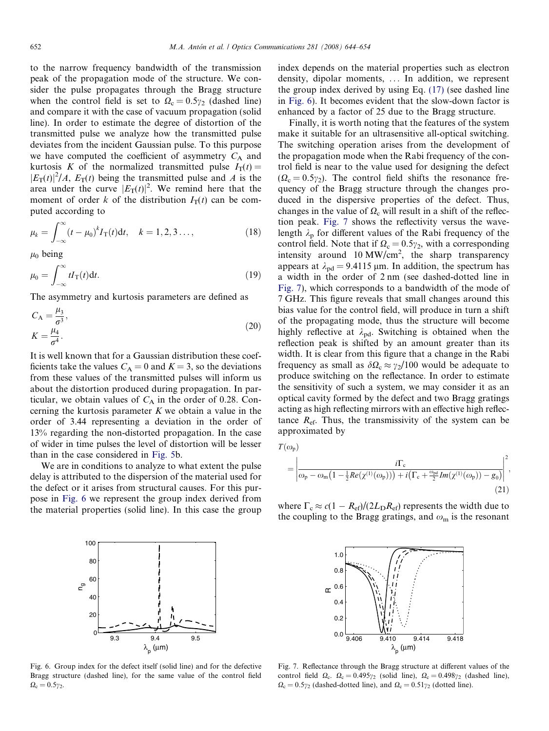to the narrow frequency bandwidth of the transmission peak of the propagation mode of the structure. We consider the pulse propagates through the Bragg structure when the control field is set to $\Omega_c = 0.5\gamma_2$ (dashed line) and compare it with the case of vacuum propagation (solid line). In order to estimate the degree of distortion of the transmitted pulse we analyze how the transmitted pulse deviates from the incident Gaussian pulse. To this purpose we have computed the coefficient of asymmetry $C_A$ and kurtosis $K$ of the normalized transmitted pulse $I_T(t) = |E_T(t)|^2/A$, $E_T(t)$ being the transmitted pulse and $A$ is the area under the curve $|E_T(t)|^2$. We remind here that the moment of order $k$ of the distribution $I_T(t)$ can be computed according to

$$\mu_k = \int_{-\infty}^{\infty} (t - \mu_0)^k I_T(t) \mathrm{d}t, \quad k = 1, 2, 3 \ldots, \tag{18}$$

$\mu_0$ being

$$\mu_0 = \int_{-\infty}^{\infty} t I_T(t) \mathrm{d}t. \tag{19}$$

The asymmetry and kurtosis parameters are defined as

$$C_A = \frac{\mu_3}{\sigma^3}, \quad K = \frac{\mu_4}{\sigma^4}. \tag{20}$$

It is well known that for a Gaussian distribution these coefficients take the values $C_A = 0$ and $K = 3$, so the deviations from these values of the transmitted pulses will inform us about the distortion produced during propagation. In particular, we obtain values of $C_A$ in the order of 0.28. Concerning the kurtosis parameter $K$ we obtain a value in the order of 3.44 representing a deviation in the order of 13% regarding the non-distorted propagation. In the case of wider in time pulses the level of distortion will be lesser than in the case considered in Fig. 5b.

We are in conditions to analyze to what extent the pulse delay is attributed to the dispersion of the material used for the defect or it arises from structural causes. For this purpose in Fig. 6 we represent the group index derived from the material properties (solid line). In this case the group index depends on the material properties such as electron density, dipolar moments, ... In addition, we represent the group index derived by using Eq. (17) (see dashed line in Fig. 6). It becomes evident that the slow-down factor is enhanced by a factor of 25 due to the Bragg structure.

Finally, it is worth noting that the features of the system make it suitable for an ultrasensitive all-optical switching. The switching operation arises from the development of the propagation mode when the Rabi frequency of the control field is near to the value used for designing the defect ($\Omega_c = 0.5\gamma_2$). The control field shifts the resonance frequency of the Bragg structure through the changes produced in the dispersive properties of the defect. Thus, changes in the value of $\Omega_c$ will result in a shift of the reflection peak. Fig. 7 shows the reflectivity versus the wavelength $\lambda_p$ for different values of the Rabi frequency of the control field. Note that if $\Omega_c = 0.5\gamma_2$, with a corresponding intensity around 10 MW/cm$^2$, the sharp transparency appears at $\lambda_{pd} = 9.4115$ μm. In addition, the spectrum has a width in the order of 2 nm (see dashed-dotted line in Fig. 7), which corresponds to a bandwidth of the mode of 7 GHz. This figure reveals that small changes around this bias value for the control field, will produce in turn a shift of the propagating mode, thus the structure will become highly reflective at $\lambda_{pd}$. Switching is obtained when the reflection peak is shifted by an amount greater than its width. It is clear from this figure that a change in the Rabi frequency as small as $\delta\Omega_c \approx \gamma_2/100$ would be adequate to produce switching on the reflectance. In order to estimate the sensitivity of such a system, we may consider it as an optical cavity formed by the defect and two Bragg gratings acting as high reflecting mirrors with an effective high reflectance $R_{ef}$. Thus, the transmissivity of the system can be approximated by

$$T(\omega_p) = \left| \frac{i\Gamma_c}{\omega_p - \omega_m\left(1 - \frac{1}{2}Re(\chi^{(1)}(\omega_p))\right) + i\left(\Gamma_c + \frac{\omega_{pd}}{2}Im(\chi^{(1)}(\omega_p)) - g_0\right)} \right|^2, \tag{21}$$

where $\Gamma_c \approx c(1 - R_{ef})/(2L_D R_{ef})$ represents the width due to the coupling to the Bragg gratings, and $\omega_m$ is the resonant

Fig. 6. Group index for the defect itself (solid line) and for the defective Bragg structure (dashed line), for the same value of the control field $\Omega_c = 0.5\gamma_2$.

Fig. 7. Reflectance through the Bragg structure at different values of the control field $\Omega_c$. $\Omega_c = 0.495\gamma_2$ (solid line), $\Omega_c = 0.498\gamma_2$ (dashed line), $\Omega_c = 0.5\gamma_2$ (dashed-dotted line), and $\Omega_c = 0.51\gamma_2$ (dotted line).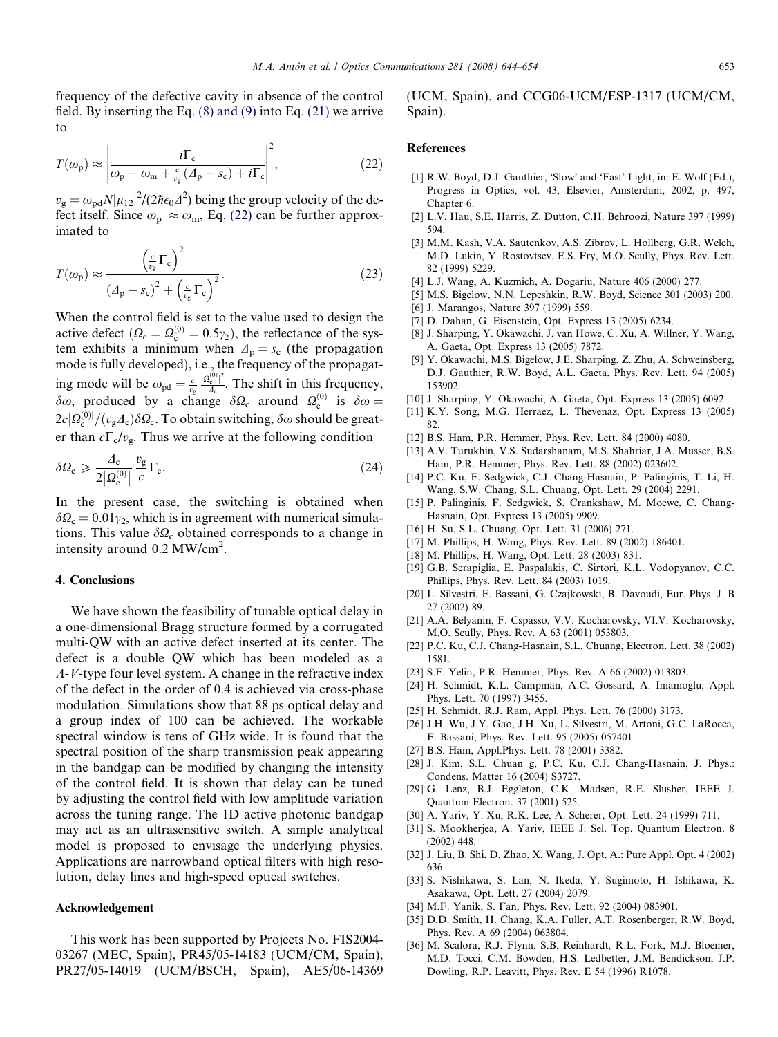frequency of the defective cavity in absence of the control field. By inserting the Eq. (8) and (9) into Eq. (21) we arrive to

$$T(\omega_p) \approx \left| \frac{i\Gamma_c}{\omega_p - \omega_m + \frac{c}{v_g}(\Delta_p - s_c) + i\Gamma_c} \right|^2, \tag{22}$$

$v_g = \omega_{pd} N |\mu_{12}|^2 / (2\hbar\epsilon_0 \Delta^2)$ being the group velocity of the defect itself. Since $\omega_p \approx \omega_m$, Eq. (22) can be further approximated to

$$T(\omega_p) \approx \frac{\left(\frac{c}{v_g}\Gamma_c\right)^2}{(\Delta_p - s_c)^2 + \left(\frac{c}{v_g}\Gamma_c\right)^2}. \tag{23}$$

When the control field is set to the value used to design the active defect ($\Omega_c = \Omega_c^{(0)} = 0.5\gamma_2$), the reflectance of the system exhibits a minimum when $\Delta_p = s_c$ (the propagation mode is fully developed), i.e., the frequency of the propagating mode will be $\omega_{pd} = \frac{c}{v_g}\frac{|\Omega_c^{(0)}|^2}{\Delta_c}$. The shift in this frequency, $\delta\omega$, produced by a change $\delta\Omega_c$ around $\Omega_c^{(0)}$ is $\delta\omega = 2c|\Omega_c^{(0)}|/(v_g \Delta_c)\delta\Omega_c$. To obtain switching, $\delta\omega$ should be greater than $c\Gamma_c/v_g$. Thus we arrive at the following condition

$$\delta\Omega_c \geqslant \frac{\Delta_c}{2|\Omega_c^{(0)}|}\frac{v_g}{c}\Gamma_c. \tag{24}$$

In the present case, the switching is obtained when $\delta\Omega_c = 0.01\gamma_2$, which is in agreement with numerical simulations. This value $\delta\Omega_c$ obtained corresponds to a change in intensity around 0.2 MW/cm$^2$.

## 4. Conclusions

We have shown the feasibility of tunable optical delay in a one-dimensional Bragg structure formed by a corrugated multi-QW with an active defect inserted at its center. The defect is a double QW which has been modeled as a $\Lambda$-$V$-type four level system. A change in the refractive index of the defect in the order of 0.4 is achieved via cross-phase modulation. Simulations show that 88 ps optical delay and a group index of 100 can be achieved. The workable spectral window is tens of GHz wide. It is found that the spectral position of the sharp transmission peak appearing in the bandgap can be modified by changing the intensity of the control field. It is shown that delay can be tuned by adjusting the control field with low amplitude variation across the tuning range. The 1D active photonic bandgap may act as an ultrasensitive switch. A simple analytical model is proposed to envisage the underlying physics. Applications are narrowband optical filters with high resolution, delay lines and high-speed optical switches.

## Acknowledgement

This work has been supported by Projects No. FIS2004-03267 (MEC, Spain), PR45/05-14183 (UCM/CM, Spain), PR27/05-14019 (UCM/BSCH, Spain), AE5/06-14369 (UCM, Spain), and CCG06-UCM/ESP-1317 (UCM/CM, Spain).

## References

[1] R.W. Boyd, D.J. Gauthier, 'Slow' and 'Fast' Light, in: E. Wolf (Ed.), Progress in Optics, vol. 43, Elsevier, Amsterdam, 2002, p. 497, Chapter 6.
[2] L.V. Hau, S.E. Harris, Z. Dutton, C.H. Behroozi, Nature 397 (1999) 594.
[3] M.M. Kash, V.A. Sautenkov, A.S. Zibrov, L. Hollberg, G.R. Welch, M.D. Lukin, Y. Rostovtsev, E.S. Fry, M.O. Scully, Phys. Rev. Lett. 82 (1999) 5229.
[4] L.J. Wang, A. Kuzmich, A. Dogariu, Nature 406 (2000) 277.
[5] M.S. Bigelow, N.N. Lepeshkin, R.W. Boyd, Science 301 (2003) 200.
[6] J. Marangos, Nature 397 (1999) 559.
[7] D. Dahan, G. Eisenstein, Opt. Express 13 (2005) 6234.
[8] J. Sharping, Y. Okawachi, J. van Howe, C. Xu, A. Willner, Y. Wang, A. Gaeta, Opt. Express 13 (2005) 7872.
[9] Y. Okawachi, M.S. Bigelow, J.E. Sharping, Z. Zhu, A. Schweinsberg, D.J. Gauthier, R.W. Boyd, A.L. Gaeta, Phys. Rev. Lett. 94 (2005) 153902.
[10] J. Sharping, Y. Okawachi, A. Gaeta, Opt. Express 13 (2005) 6092.
[11] K.Y. Song, M.G. Herraez, L. Thevenaz, Opt. Express 13 (2005) 82.
[12] B.S. Ham, P.R. Hemmer, Phys. Rev. Lett. 84 (2000) 4080.
[13] A.V. Turukhin, V.S. Sudarshanam, M.S. Shahriar, J.A. Musser, B.S. Ham, P.R. Hemmer, Phys. Rev. Lett. 88 (2002) 023602.
[14] P.C. Ku, F. Sedgwick, C.J. Chang-Hasnain, P. Palinginis, T. Li, H. Wang, S.W. Chang, S.L. Chuang, Opt. Lett. 29 (2004) 2291.
[15] P. Palinginis, F. Sedgwick, S. Crankshaw, M. Moewe, C. Chang-Hasnain, Opt. Express 13 (2005) 9909.
[16] H. Su, S.L. Chuang, Opt. Lett. 31 (2006) 271.
[17] M. Phillips, H. Wang, Phys. Rev. Lett. 89 (2002) 186401.
[18] M. Phillips, H. Wang, Opt. Lett. 28 (2003) 831.
[19] G.B. Serapiglia, E. Paspalakis, C. Sirtori, K.L. Vodopyanov, C.C. Phillips, Phys. Rev. Lett. 84 (2003) 1019.
[20] L. Silvestri, F. Bassani, G. Czajkowski, B. Davoudi, Eur. Phys. J. B 27 (2002) 89.
[21] A.A. Belyanin, F. Cspasso, V.V. Kocharovsky, Vl.V. Kocharovsky, M.O. Scully, Phys. Rev. A 63 (2001) 053803.
[22] P.C. Ku, C.J. Chang-Hasnain, S.L. Chuang, Electron. Lett. 38 (2002) 1581.
[23] S.F. Yelin, P.R. Hemmer, Phys. Rev. A 66 (2002) 013803.
[24] H. Schmidt, K.L. Campman, A.C. Gossard, A. Imamoglu, Appl. Phys. Lett. 70 (1997) 3455.
[25] H. Schmidt, R.J. Ram, Appl. Phys. Lett. 76 (2000) 3173.
[26] J.H. Wu, J.Y. Gao, J.H. Xu, L. Silvestri, M. Artoni, G.C. LaRocca, F. Bassani, Phys. Rev. Lett. 95 (2005) 057401.
[27] B.S. Ham, Appl.Phys. Lett. 78 (2001) 3382.
[28] J. Kim, S.L. Chuan g, P.C. Ku, C.J. Chang-Hasnain, J. Phys.: Condens. Matter 16 (2004) S3727.
[29] G. Lenz, B.J. Eggleton, C.K. Madsen, R.E. Slusher, IEEE J. Quantum Electron. 37 (2001) 525.
[30] A. Yariv, Y. Xu, R.K. Lee, A. Scherer, Opt. Lett. 24 (1999) 711.
[31] S. Mookherjea, A. Yariv, IEEE J. Sel. Top. Quantum Electron. 8 (2002) 448.
[32] J. Liu, B. Shi, D. Zhao, X. Wang, J. Opt. A.: Pure Appl. Opt. 4 (2002) 636.
[33] S. Nishikawa, S. Lan, N. Ikeda, Y. Sugimoto, H. Ishikawa, K. Asakawa, Opt. Lett. 27 (2004) 2079.
[34] M.F. Yanik, S. Fan, Phys. Rev. Lett. 92 (2004) 083901.
[35] D.D. Smith, H. Chang, K.A. Fuller, A.T. Rosenberger, R.W. Boyd, Phys. Rev. A 69 (2004) 063804.
[36] M. Scalora, R.J. Flynn, S.B. Reinhardt, R.L. Fork, M.J. Bloemer, M.D. Tocci, C.M. Bowden, H.S. Ledbetter, J.M. Bendickson, J.P. Dowling, R.P. Leavitt, Phys. Rev. E 54 (1996) R1078.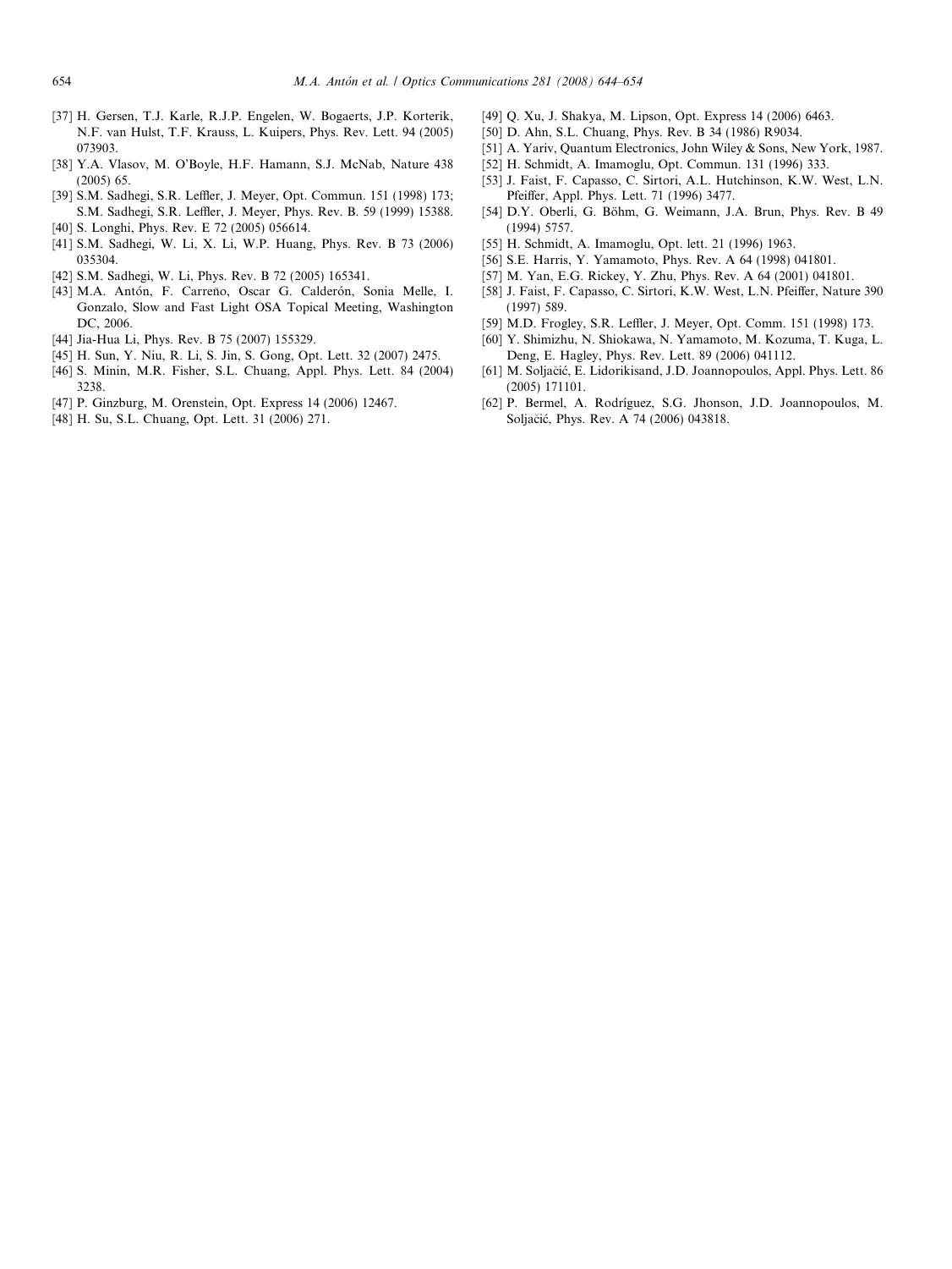[37] H. Gersen, T.J. Karle, R.J.P. Engelen, W. Bogaerts, J.P. Korterik, N.F. van Hulst, T.F. Krauss, L. Kuipers, Phys. Rev. Lett. 94 (2005) 073903.

[38] Y.A. Vlasov, M. O'Boyle, H.F. Hamann, S.J. McNab, Nature 438 (2005) 65.

[39] S.M. Sadhegi, S.R. Leffler, J. Meyer, Opt. Commun. 151 (1998) 173; S.M. Sadhegi, S.R. Leffler, J. Meyer, Phys. Rev. B. 59 (1999) 15388.

[40] S. Longhi, Phys. Rev. E 72 (2005) 056614.

[41] S.M. Sadhegi, W. Li, X. Li, W.P. Huang, Phys. Rev. B 73 (2006) 035304.

[42] S.M. Sadhegi, W. Li, Phys. Rev. B 72 (2005) 165341.

[43] M.A. Antón, F. Carreño, Oscar G. Calderón, Sonia Melle, I. Gonzalo, Slow and Fast Light OSA Topical Meeting, Washington DC, 2006.

[44] Jia-Hua Li, Phys. Rev. B 75 (2007) 155329.

[45] H. Sun, Y. Niu, R. Li, S. Jin, S. Gong, Opt. Lett. 32 (2007) 2475.

[46] S. Minin, M.R. Fisher, S.L. Chuang, Appl. Phys. Lett. 84 (2004) 3238.

[47] P. Ginzburg, M. Orenstein, Opt. Express 14 (2006) 12467.

[48] H. Su, S.L. Chuang, Opt. Lett. 31 (2006) 271.

[49] Q. Xu, J. Shakya, M. Lipson, Opt. Express 14 (2006) 6463.

[50] D. Ahn, S.L. Chuang, Phys. Rev. B 34 (1986) R9034.

[51] A. Yariv, Quantum Electronics, John Wiley & Sons, New York, 1987.

[52] H. Schmidt, A. Imamoglu, Opt. Commun. 131 (1996) 333.

[53] J. Faist, F. Capasso, C. Sirtori, A.L. Hutchinson, K.W. West, L.N. Pfeiffer, Appl. Phys. Lett. 71 (1996) 3477.

[54] D.Y. Oberli, G. Böhm, G. Weimann, J.A. Brun, Phys. Rev. B 49 (1994) 5757.

[55] H. Schmidt, A. Imamoglu, Opt. lett. 21 (1996) 1963.

[56] S.E. Harris, Y. Yamamoto, Phys. Rev. A 64 (1998) 041801.

[57] M. Yan, E.G. Rickey, Y. Zhu, Phys. Rev. A 64 (2001) 041801.

[58] J. Faist, F. Capasso, C. Sirtori, K.W. West, L.N. Pfeiffer, Nature 390 (1997) 589.

[59] M.D. Frogley, S.R. Leffler, J. Meyer, Opt. Comm. 151 (1998) 173.

[60] Y. Shimizhu, N. Shiokawa, N. Yamamoto, M. Kozuma, T. Kuga, L. Deng, E. Hagley, Phys. Rev. Lett. 89 (2006) 041112.

[61] M. Soljačić, E. Lidorikisand, J.D. Joannopoulos, Appl. Phys. Lett. 86 (2005) 171101.

[62] P. Bermel, A. Rodríguez, S.G. Jhonson, J.D. Joannopoulos, M. Soljačić, Phys. Rev. A 74 (2006) 043818.